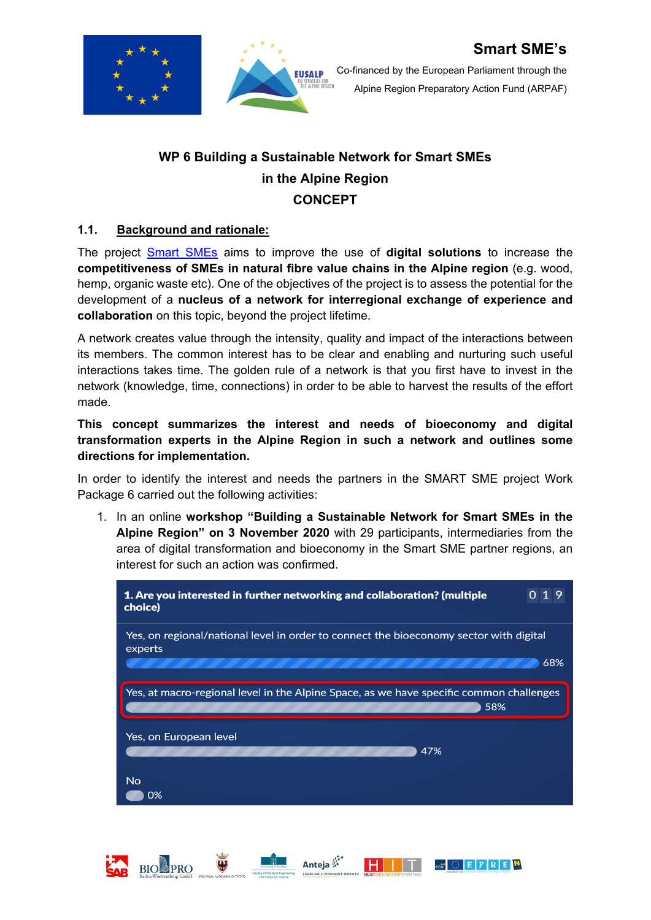**Smart SME's**

Co-financed by the European Parliament through the Alpine Region Preparatory Action Fund (ARPAF)

# WP 6 Building a Sustainable Network for Smart SMEs in the Alpine Region

# CONCEPT

## 1.1. Background and rationale:

The project Smart SMEs aims to improve the use of **digital solutions** to increase the **competitiveness of SMEs in natural fibre value chains in the Alpine region** (e.g. wood, hemp, organic waste etc). One of the objectives of the project is to assess the potential for the development of a **nucleus of a network for interregional exchange of experience and collaboration** on this topic, beyond the project lifetime.

A network creates value through the intensity, quality and impact of the interactions between its members. The common interest has to be clear and enabling and nurturing such useful interactions takes time. The golden rule of a network is that you first have to invest in the network (knowledge, time, connections) in order to be able to harvest the results of the effort made.

**This concept summarizes the interest and needs of bioeconomy and digital transformation experts in the Alpine Region in such a network and outlines some directions for implementation.**

In order to identify the interest and needs the partners in the SMART SME project Work Package 6 carried out the following activities:

1. In an online **workshop "Building a Sustainable Network for Smart SMEs in the Alpine Region" on 3 November 2020** with 29 participants, intermediaries from the area of digital transformation and bioeconomy in the Smart SME partner regions, an interest for such an action was confirmed.

**1. Are you interested in further networking and collaboration? (multiple choice)** — 019

| Answer | Share |
|---|---|
| Yes, on regional/national level in order to connect the bioeconomy sector with digital experts | 68% |
| Yes, at macro-regional level in the Alpine Space, as we have specific common challenges | 58% |
| Yes, on European level | 47% |
| No | 0% |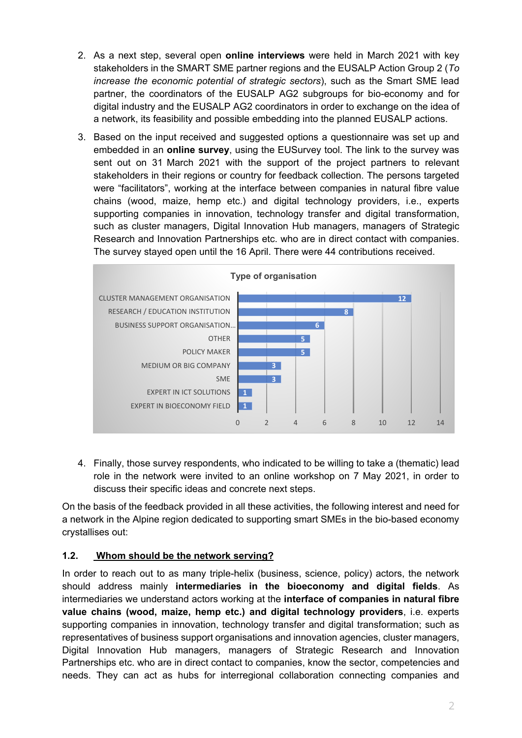2. As a next step, several open **online interviews** were held in March 2021 with key stakeholders in the SMART SME partner regions and the EUSALP Action Group 2 (*To increase the economic potential of strategic sectors*), such as the Smart SME lead partner, the coordinators of the EUSALP AG2 subgroups for bio-economy and for digital industry and the EUSALP AG2 coordinators in order to exchange on the idea of a network, its feasibility and possible embedding into the planned EUSALP actions.

3. Based on the input received and suggested options a questionnaire was set up and embedded in an **online survey**, using the EUSurvey tool. The link to the survey was sent out on 31 March 2021 with the support of the project partners to relevant stakeholders in their regions or country for feedback collection. The persons targeted were "facilitators", working at the interface between companies in natural fibre value chains (wood, maize, hemp etc.) and digital technology providers, i.e., experts supporting companies in innovation, technology transfer and digital transformation, such as cluster managers, Digital Innovation Hub managers, managers of Strategic Research and Innovation Partnerships etc. who are in direct contact with companies. The survey stayed open until the 16 April. There were 44 contributions received.

**Type of organisation**

| Type of organisation | Number |
|---|---|
| CLUSTER MANAGEMENT ORGANISATION | 12 |
| RESEARCH / EDUCATION INSTITUTION | 8 |
| BUSINESS SUPPORT ORGANISATION... | 6 |
| OTHER | 5 |
| POLICY MAKER | 5 |
| MEDIUM OR BIG COMPANY | 3 |
| SME | 3 |
| EXPERT IN ICT SOLUTIONS | 1 |
| EXPERT IN BIOECONOMY FIELD | 1 |

4. Finally, those survey respondents, who indicated to be willing to take a (thematic) lead role in the network were invited to an online workshop on 7 May 2021, in order to discuss their specific ideas and concrete next steps.

On the basis of the feedback provided in all these activities, the following interest and need for a network in the Alpine region dedicated to supporting smart SMEs in the bio-based economy crystallises out:

### 1.2. Whom should be the network serving?

In order to reach out to as many triple-helix (business, science, policy) actors, the network should address mainly **intermediaries in the bioeconomy and digital fields**. As intermediaries we understand actors working at the **interface of companies in natural fibre value chains (wood, maize, hemp etc.) and digital technology providers**, i.e. experts supporting companies in innovation, technology transfer and digital transformation; such as representatives of business support organisations and innovation agencies, cluster managers, Digital Innovation Hub managers, managers of Strategic Research and Innovation Partnerships etc. who are in direct contact to companies, know the sector, competencies and needs. They can act as hubs for interregional collaboration connecting companies and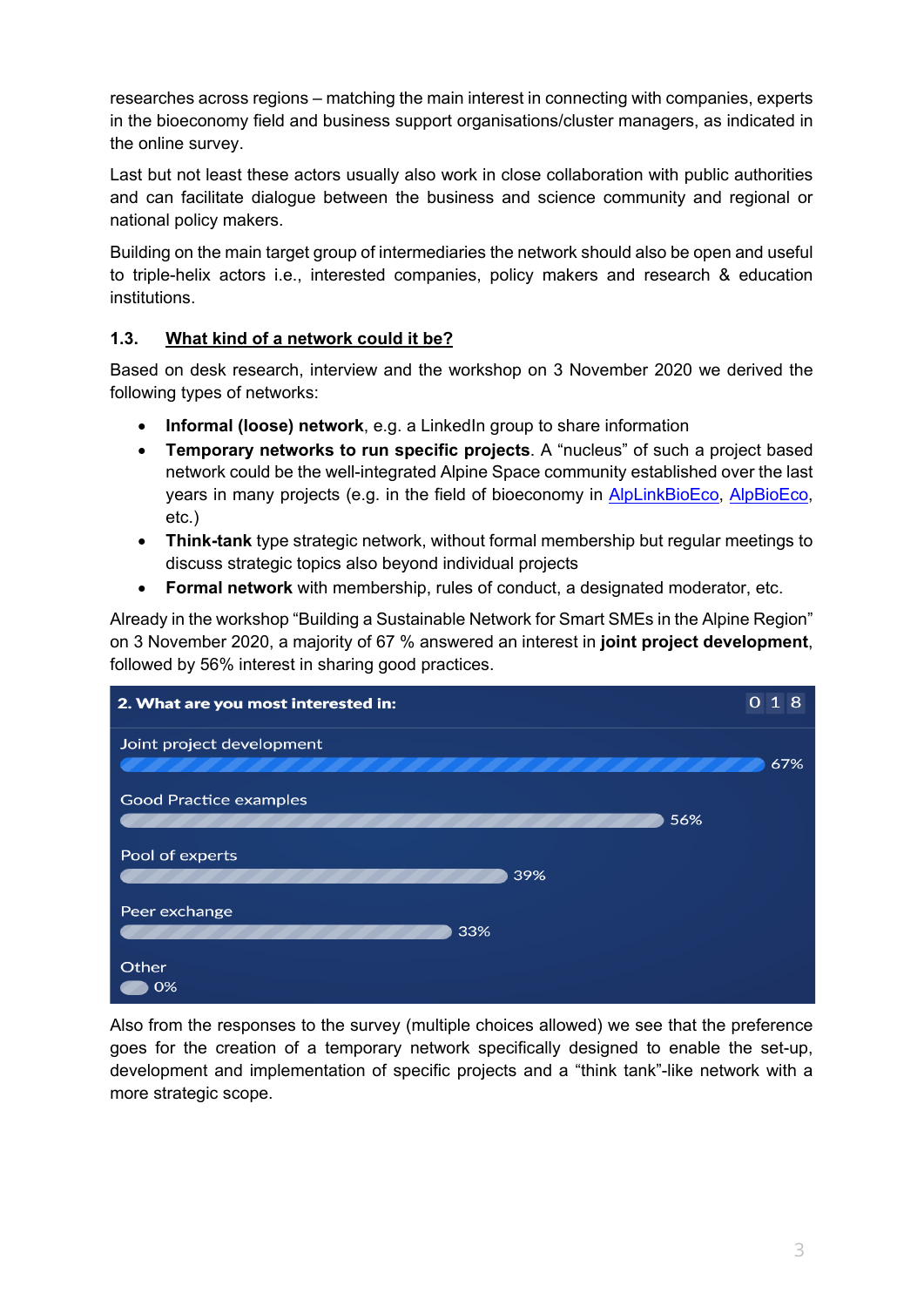researches across regions – matching the main interest in connecting with companies, experts in the bioeconomy field and business support organisations/cluster managers, as indicated in the online survey.

Last but not least these actors usually also work in close collaboration with public authorities and can facilitate dialogue between the business and science community and regional or national policy makers.

Building on the main target group of intermediaries the network should also be open and useful to triple-helix actors i.e., interested companies, policy makers and research & education institutions.

### 1.3. What kind of a network could it be?

Based on desk research, interview and the workshop on 3 November 2020 we derived the following types of networks:

- **Informal (loose) network**, e.g. a LinkedIn group to share information
- **Temporary networks to run specific projects**. A "nucleus" of such a project based network could be the well-integrated Alpine Space community established over the last years in many projects (e.g. in the field of bioeconomy in AlpLinkBioEco, AlpBioEco, etc.)
- **Think-tank** type strategic network, without formal membership but regular meetings to discuss strategic topics also beyond individual projects
- **Formal network** with membership, rules of conduct, a designated moderator, etc.

Already in the workshop "Building a Sustainable Network for Smart SMEs in the Alpine Region" on 3 November 2020, a majority of 67 % answered an interest in **joint project development**, followed by 56% interest in sharing good practices.

**2. What are you most interested in:** (018)

| Option | Share |
|---|---|
| Joint project development | 67% |
| Good Practice examples | 56% |
| Pool of experts | 39% |
| Peer exchange | 33% |
| Other | 0% |

Also from the responses to the survey (multiple choices allowed) we see that the preference goes for the creation of a temporary network specifically designed to enable the set-up, development and implementation of specific projects and a "think tank"-like network with a more strategic scope.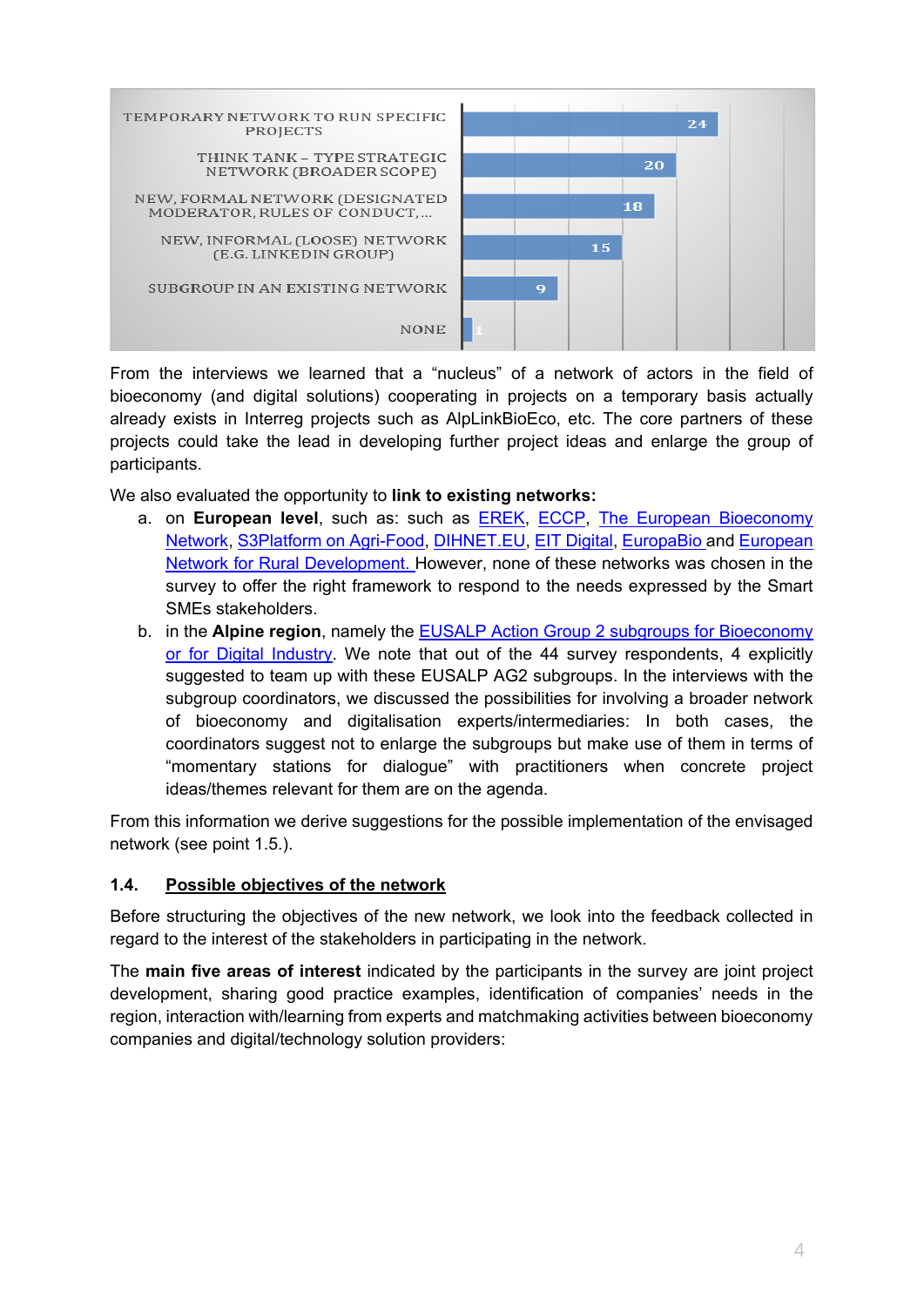| Network type | Count |
|---|---|
| TEMPORARY NETWORK TO RUN SPECIFIC PROJECTS | 24 |
| THINK TANK – TYPE STRATEGIC NETWORK (BROADER SCOPE) | 20 |
| NEW, FORMAL NETWORK (DESIGNATED MODERATOR, RULES OF CONDUCT,... | 18 |
| NEW, INFORMAL (LOOSE) NETWORK (E.G. LINKEDIN GROUP) | 15 |
| SUBGROUP IN AN EXISTING NETWORK | 9 |
| NONE | 1 |

From the interviews we learned that a "nucleus" of a network of actors in the field of bioeconomy (and digital solutions) cooperating in projects on a temporary basis actually already exists in Interreg projects such as AlpLinkBioEco, etc. The core partners of these projects could take the lead in developing further project ideas and enlarge the group of participants.

We also evaluated the opportunity to **link to existing networks:**

a. on **European level**, such as: such as EREK, ECCP, The European Bioeconomy Network, S3Platform on Agri-Food, DIHNET.EU, EIT Digital, EuropaBio and European Network for Rural Development. However, none of these networks was chosen in the survey to offer the right framework to respond to the needs expressed by the Smart SMEs stakeholders.
b. in the **Alpine region**, namely the EUSALP Action Group 2 subgroups for Bioeconomy or for Digital Industry. We note that out of the 44 survey respondents, 4 explicitly suggested to team up with these EUSALP AG2 subgroups. In the interviews with the subgroup coordinators, we discussed the possibilities for involving a broader network of bioeconomy and digitalisation experts/intermediaries: In both cases, the coordinators suggest not to enlarge the subgroups but make use of them in terms of "momentary stations for dialogue" with practitioners when concrete project ideas/themes relevant for them are on the agenda.

From this information we derive suggestions for the possible implementation of the envisaged network (see point 1.5.).

## 1.4. Possible objectives of the network

Before structuring the objectives of the new network, we look into the feedback collected in regard to the interest of the stakeholders in participating in the network.

The **main five areas of interest** indicated by the participants in the survey are joint project development, sharing good practice examples, identification of companies' needs in the region, interaction with/learning from experts and matchmaking activities between bioeconomy companies and digital/technology solution providers: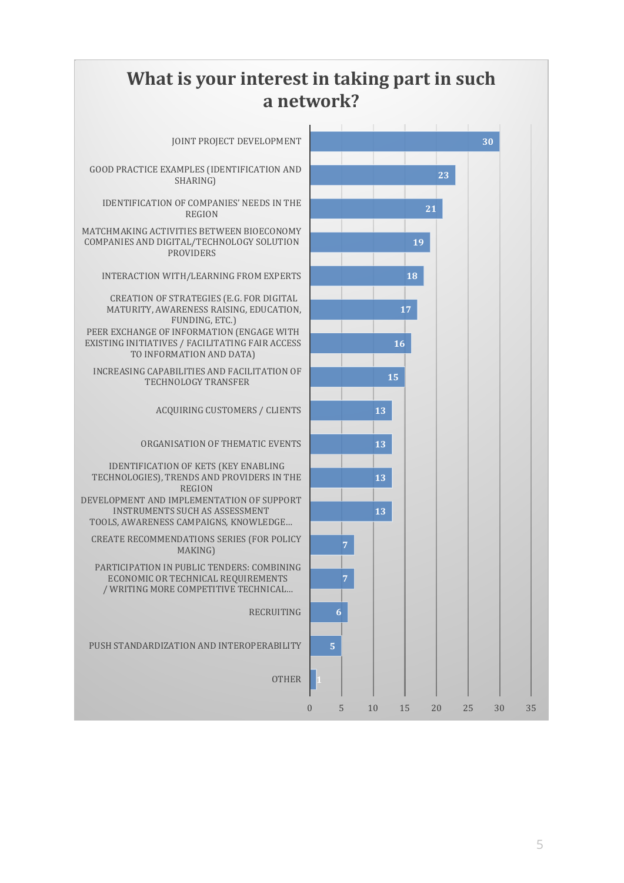## What is your interest in taking part in such a network?

| Interest | Count |
|---|---|
| JOINT PROJECT DEVELOPMENT | 30 |
| GOOD PRACTICE EXAMPLES (IDENTIFICATION AND SHARING) | 23 |
| IDENTIFICATION OF COMPANIES' NEEDS IN THE REGION | 21 |
| MATCHMAKING ACTIVITIES BETWEEN BIOECONOMY COMPANIES AND DIGITAL/TECHNOLOGY SOLUTION PROVIDERS | 19 |
| INTERACTION WITH/LEARNING FROM EXPERTS | 18 |
| CREATION OF STRATEGIES (E.G. FOR DIGITAL MATURITY, AWARENESS RAISING, EDUCATION, FUNDING, ETC.) | 17 |
| PEER EXCHANGE OF INFORMATION (ENGAGE WITH EXISTING INITIATIVES / FACILITATING FAIR ACCESS TO INFORMATION AND DATA) | 16 |
| INCREASING CAPABILITIES AND FACILITATION OF TECHNOLOGY TRANSFER | 15 |
| ACQUIRING CUSTOMERS / CLIENTS | 13 |
| ORGANISATION OF THEMATIC EVENTS | 13 |
| IDENTIFICATION OF KETS (KEY ENABLING TECHNOLOGIES), TRENDS AND PROVIDERS IN THE REGION | 13 |
| DEVELOPMENT AND IMPLEMENTATION OF SUPPORT INSTRUMENTS SUCH AS ASSESSMENT TOOLS, AWARENESS CAMPAIGNS, KNOWLEDGE... | 13 |
| CREATE RECOMMENDATIONS SERIES (FOR POLICY MAKING) | 7 |
| PARTICIPATION IN PUBLIC TENDERS: COMBINING ECONOMIC OR TECHNICAL REQUIREMENTS / WRITING MORE COMPETITIVE TECHNICAL... | 7 |
| RECRUITING | 6 |
| PUSH STANDARDIZATION AND INTEROPERABILITY | 5 |
| OTHER | 1 |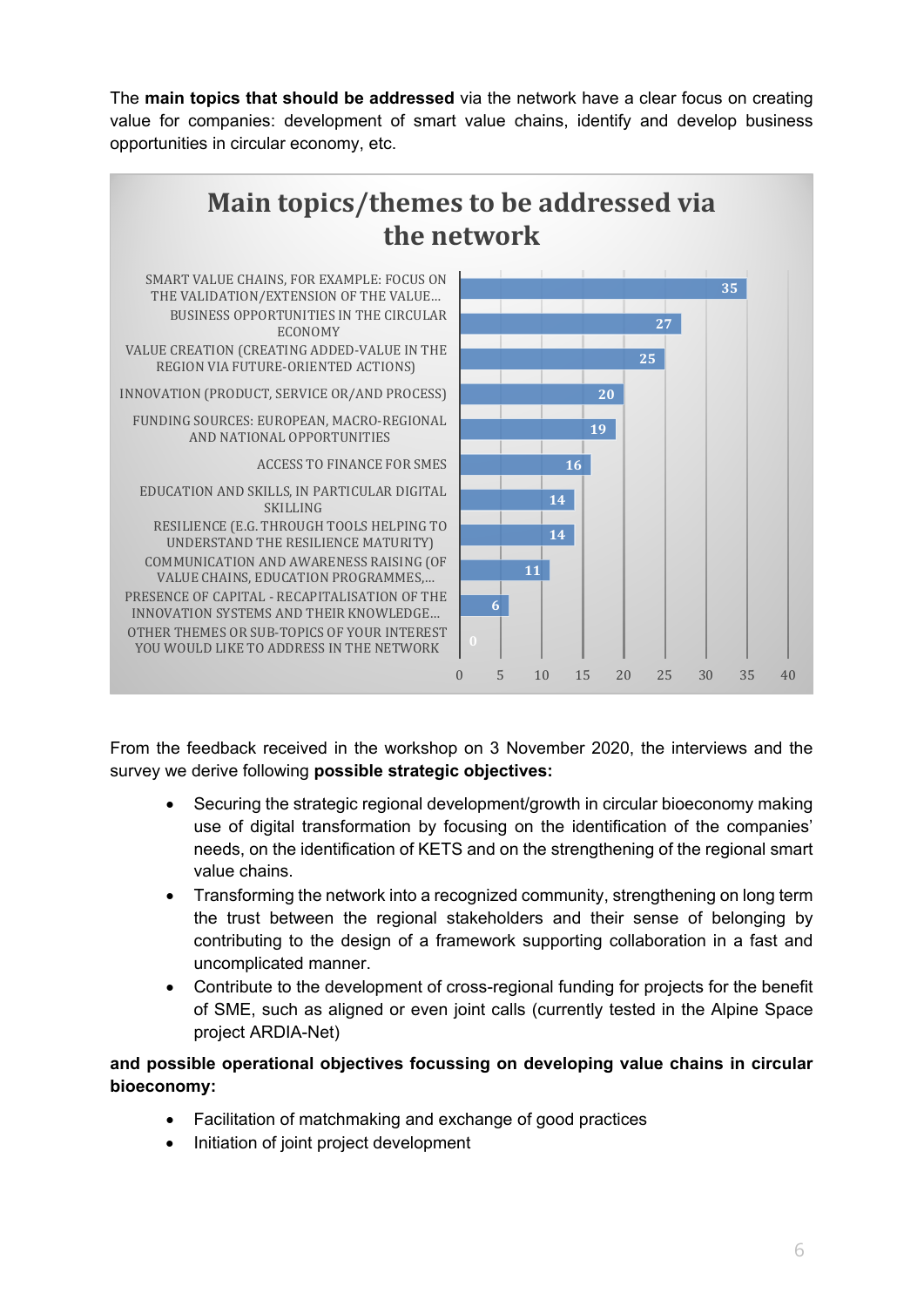The **main topics that should be addressed** via the network have a clear focus on creating value for companies: development of smart value chains, identify and develop business opportunities in circular economy, etc.

**Main topics/themes to be addressed via the network**

| Topic | Count |
|---|---|
| SMART VALUE CHAINS, FOR EXAMPLE: FOCUS ON THE VALIDATION/EXTENSION OF THE VALUE... | 35 |
| BUSINESS OPPORTUNITIES IN THE CIRCULAR ECONOMY | 27 |
| VALUE CREATION (CREATING ADDED-VALUE IN THE REGION VIA FUTURE-ORIENTED ACTIONS) | 25 |
| INNOVATION (PRODUCT, SERVICE OR/AND PROCESS) | 20 |
| FUNDING SOURCES: EUROPEAN, MACRO-REGIONAL AND NATIONAL OPPORTUNITIES | 19 |
| ACCESS TO FINANCE FOR SMES | 16 |
| EDUCATION AND SKILLS, IN PARTICULAR DIGITAL SKILLING | 14 |
| RESILIENCE (E.G. THROUGH TOOLS HELPING TO UNDERSTAND THE RESILIENCE MATURITY) | 14 |
| COMMUNICATION AND AWARENESS RAISING (OF VALUE CHAINS, EDUCATION PROGRAMMES,... | 11 |
| PRESENCE OF CAPITAL - RECAPITALISATION OF THE INNOVATION SYSTEMS AND THEIR KNOWLEDGE... | 6 |
| OTHER THEMES OR SUB-TOPICS OF YOUR INTEREST YOU WOULD LIKE TO ADDRESS IN THE NETWORK | 0 |

From the feedback received in the workshop on 3 November 2020, the interviews and the survey we derive following **possible strategic objectives:**

- Securing the strategic regional development/growth in circular bioeconomy making use of digital transformation by focusing on the identification of the companies' needs, on the identification of KETS and on the strengthening of the regional smart value chains.
- Transforming the network into a recognized community, strengthening on long term the trust between the regional stakeholders and their sense of belonging by contributing to the design of a framework supporting collaboration in a fast and uncomplicated manner.
- Contribute to the development of cross-regional funding for projects for the benefit of SME, such as aligned or even joint calls (currently tested in the Alpine Space project ARDIA-Net)

**and possible operational objectives focussing on developing value chains in circular bioeconomy:**

- Facilitation of matchmaking and exchange of good practices
- Initiation of joint project development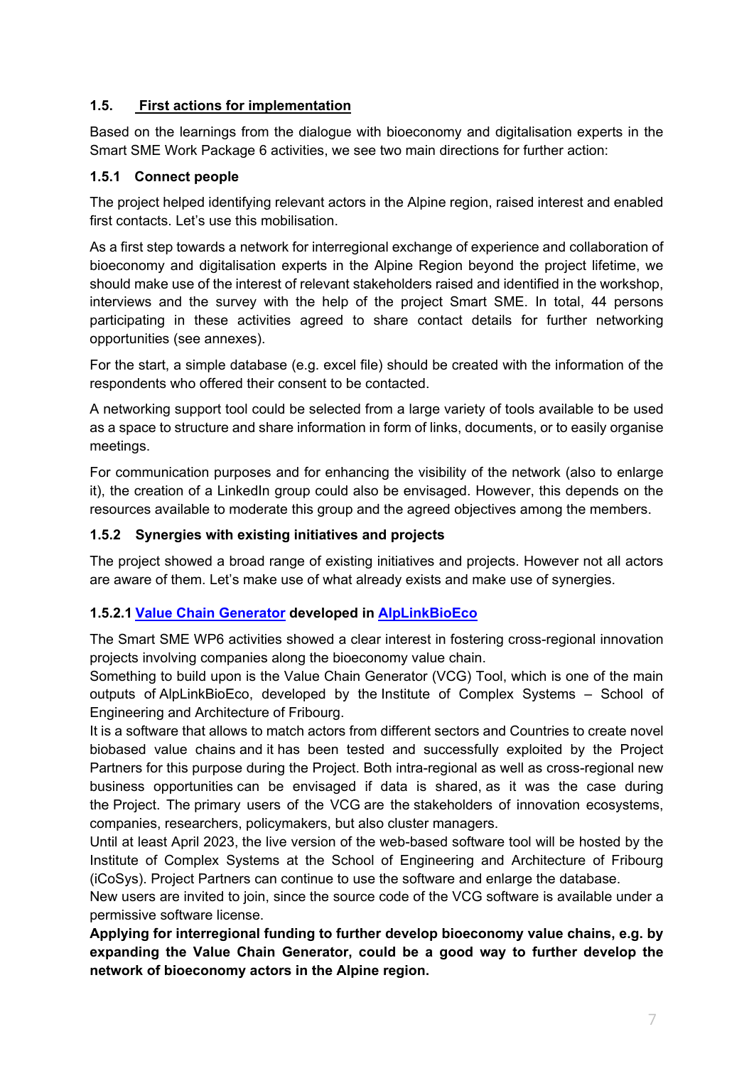## 1.5. First actions for implementation

Based on the learnings from the dialogue with bioeconomy and digitalisation experts in the Smart SME Work Package 6 activities, we see two main directions for further action:

### 1.5.1 Connect people

The project helped identifying relevant actors in the Alpine region, raised interest and enabled first contacts. Let's use this mobilisation.

As a first step towards a network for interregional exchange of experience and collaboration of bioeconomy and digitalisation experts in the Alpine Region beyond the project lifetime, we should make use of the interest of relevant stakeholders raised and identified in the workshop, interviews and the survey with the help of the project Smart SME. In total, 44 persons participating in these activities agreed to share contact details for further networking opportunities (see annexes).

For the start, a simple database (e.g. excel file) should be created with the information of the respondents who offered their consent to be contacted.

A networking support tool could be selected from a large variety of tools available to be used as a space to structure and share information in form of links, documents, or to easily organise meetings.

For communication purposes and for enhancing the visibility of the network (also to enlarge it), the creation of a LinkedIn group could also be envisaged. However, this depends on the resources available to moderate this group and the agreed objectives among the members.

### 1.5.2 Synergies with existing initiatives and projects

The project showed a broad range of existing initiatives and projects. However not all actors are aware of them. Let's make use of what already exists and make use of synergies.

#### 1.5.2.1 Value Chain Generator developed in AlpLinkBioEco

The Smart SME WP6 activities showed a clear interest in fostering cross-regional innovation projects involving companies along the bioeconomy value chain.
Something to build upon is the Value Chain Generator (VCG) Tool, which is one of the main outputs of AlpLinkBioEco, developed by the Institute of Complex Systems – School of Engineering and Architecture of Fribourg.
It is a software that allows to match actors from different sectors and Countries to create novel biobased value chains and it has been tested and successfully exploited by the Project Partners for this purpose during the Project. Both intra-regional as well as cross-regional new business opportunities can be envisaged if data is shared, as it was the case during the Project. The primary users of the VCG are the stakeholders of innovation ecosystems, companies, researchers, policymakers, but also cluster managers.
Until at least April 2023, the live version of the web-based software tool will be hosted by the Institute of Complex Systems at the School of Engineering and Architecture of Fribourg (iCoSys). Project Partners can continue to use the software and enlarge the database.
New users are invited to join, since the source code of the VCG software is available under a permissive software license.
**Applying for interregional funding to further develop bioeconomy value chains, e.g. by expanding the Value Chain Generator, could be a good way to further develop the network of bioeconomy actors in the Alpine region.**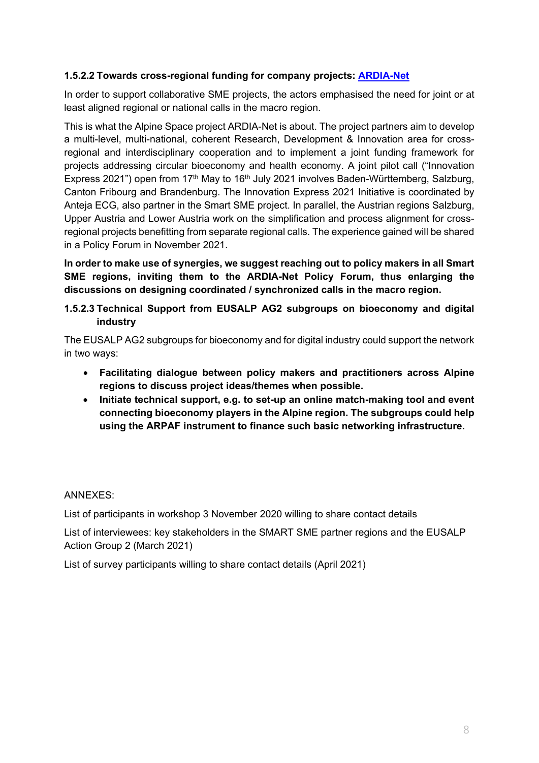#### 1.5.2.2 Towards cross-regional funding for company projects: ARDIA-Net

In order to support collaborative SME projects, the actors emphasised the need for joint or at least aligned regional or national calls in the macro region.

This is what the Alpine Space project ARDIA-Net is about. The project partners aim to develop a multi-level, multi-national, coherent Research, Development & Innovation area for cross-regional and interdisciplinary cooperation and to implement a joint funding framework for projects addressing circular bioeconomy and health economy. A joint pilot call ("Innovation Express 2021") open from 17th May to 16th July 2021 involves Baden-Württemberg, Salzburg, Canton Fribourg and Brandenburg. The Innovation Express 2021 Initiative is coordinated by Anteja ECG, also partner in the Smart SME project. In parallel, the Austrian regions Salzburg, Upper Austria and Lower Austria work on the simplification and process alignment for cross-regional projects benefitting from separate regional calls. The experience gained will be shared in a Policy Forum in November 2021.

**In order to make use of synergies, we suggest reaching out to policy makers in all Smart SME regions, inviting them to the ARDIA-Net Policy Forum, thus enlarging the discussions on designing coordinated / synchronized calls in the macro region.**

#### 1.5.2.3 Technical Support from EUSALP AG2 subgroups on bioeconomy and digital industry

The EUSALP AG2 subgroups for bioeconomy and for digital industry could support the network in two ways:

- **Facilitating dialogue between policy makers and practitioners across Alpine regions to discuss project ideas/themes when possible.**
- **Initiate technical support, e.g. to set-up an online match-making tool and event connecting bioeconomy players in the Alpine region. The subgroups could help using the ARPAF instrument to finance such basic networking infrastructure.**

ANNEXES:

List of participants in workshop 3 November 2020 willing to share contact details

List of interviewees: key stakeholders in the SMART SME partner regions and the EUSALP Action Group 2 (March 2021)

List of survey participants willing to share contact details (April 2021)